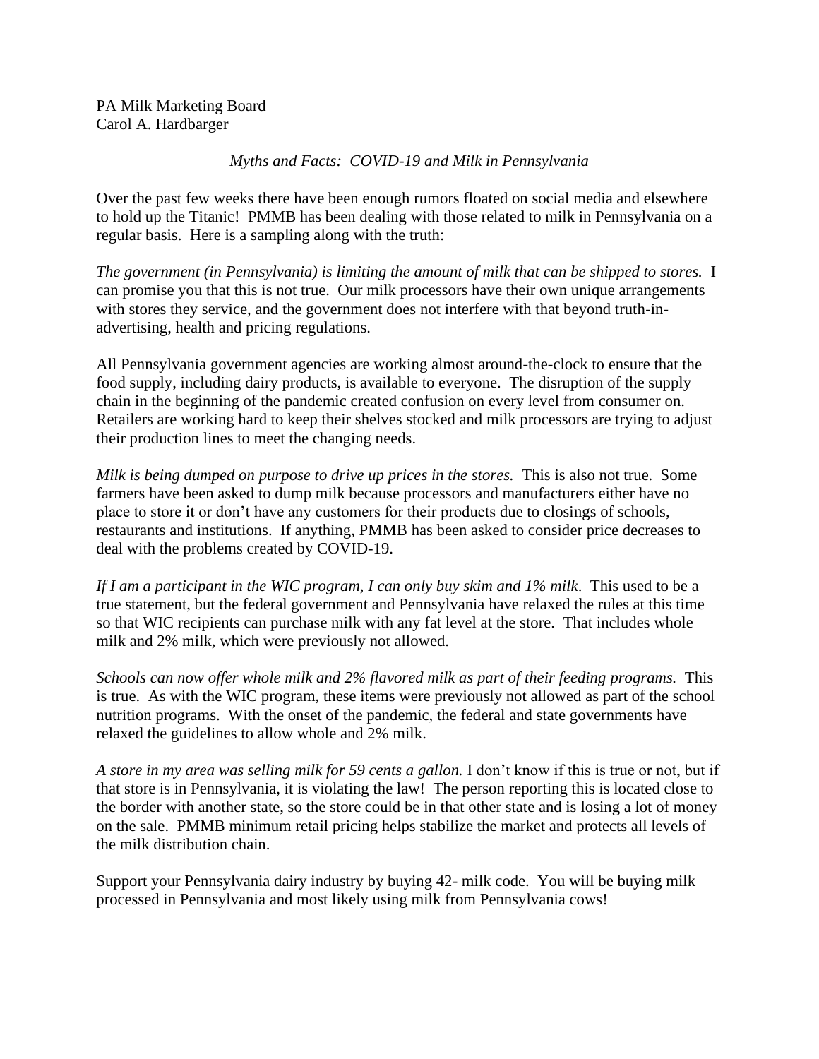PA Milk Marketing Board
Carol A. Hardbarger

*Myths and Facts: COVID-19 and Milk in Pennsylvania*

Over the past few weeks there have been enough rumors floated on social media and elsewhere to hold up the Titanic! PMMB has been dealing with those related to milk in Pennsylvania on a regular basis. Here is a sampling along with the truth:

*The government (in Pennsylvania) is limiting the amount of milk that can be shipped to stores.* I can promise you that this is not true. Our milk processors have their own unique arrangements with stores they service, and the government does not interfere with that beyond truth-in-advertising, health and pricing regulations.

All Pennsylvania government agencies are working almost around-the-clock to ensure that the food supply, including dairy products, is available to everyone. The disruption of the supply chain in the beginning of the pandemic created confusion on every level from consumer on. Retailers are working hard to keep their shelves stocked and milk processors are trying to adjust their production lines to meet the changing needs.

*Milk is being dumped on purpose to drive up prices in the stores.* This is also not true. Some farmers have been asked to dump milk because processors and manufacturers either have no place to store it or don't have any customers for their products due to closings of schools, restaurants and institutions. If anything, PMMB has been asked to consider price decreases to deal with the problems created by COVID-19.

*If I am a participant in the WIC program, I can only buy skim and 1% milk*. This used to be a true statement, but the federal government and Pennsylvania have relaxed the rules at this time so that WIC recipients can purchase milk with any fat level at the store. That includes whole milk and 2% milk, which were previously not allowed.

*Schools can now offer whole milk and 2% flavored milk as part of their feeding programs.* This is true. As with the WIC program, these items were previously not allowed as part of the school nutrition programs. With the onset of the pandemic, the federal and state governments have relaxed the guidelines to allow whole and 2% milk.

*A store in my area was selling milk for 59 cents a gallon.* I don't know if this is true or not, but if that store is in Pennsylvania, it is violating the law! The person reporting this is located close to the border with another state, so the store could be in that other state and is losing a lot of money on the sale. PMMB minimum retail pricing helps stabilize the market and protects all levels of the milk distribution chain.

Support your Pennsylvania dairy industry by buying 42- milk code. You will be buying milk processed in Pennsylvania and most likely using milk from Pennsylvania cows!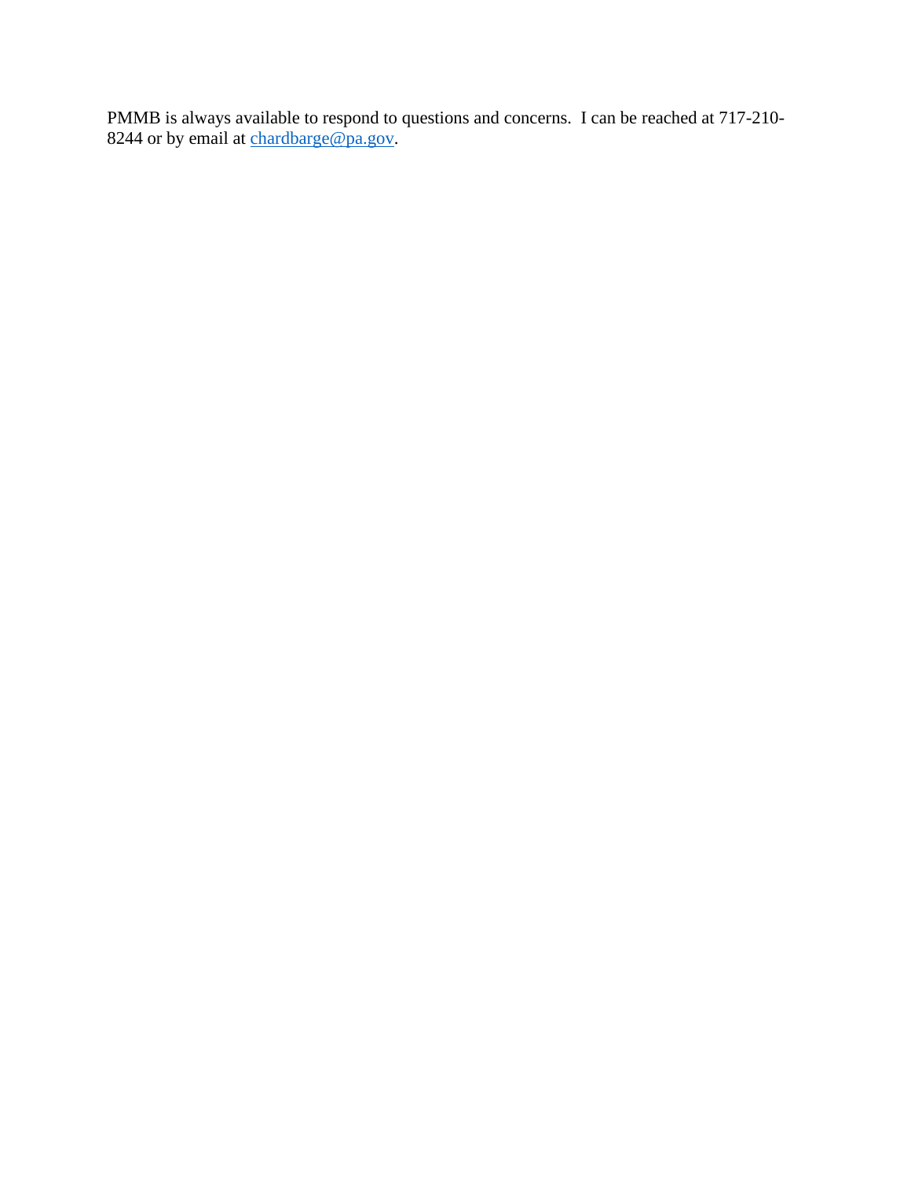PMMB is always available to respond to questions and concerns. I can be reached at 717-210-8244 or by email at [chardbarge@pa.gov](mailto:chardbarge@pa.gov).